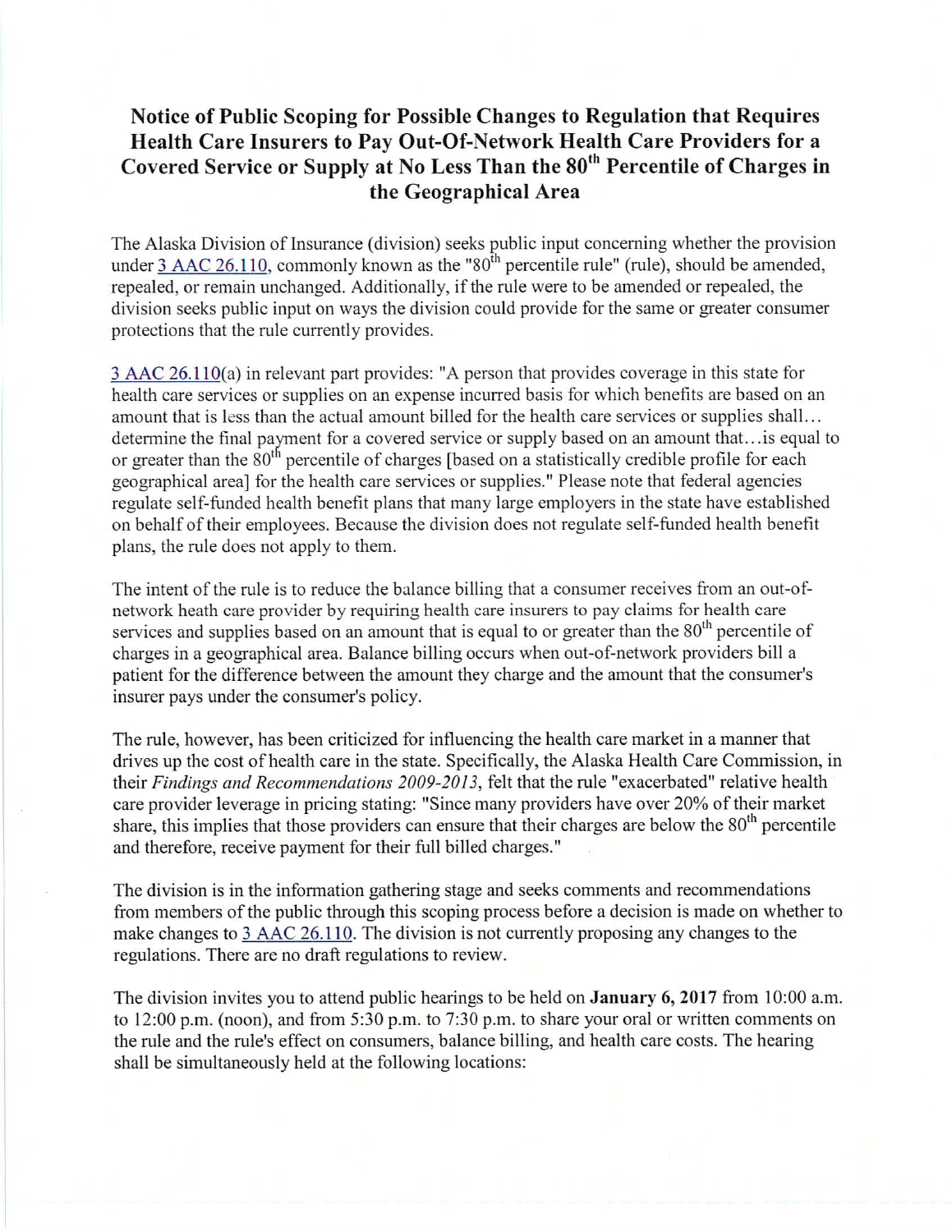# Notice of Public Scoping for Possible Changes to Regulation that Requires Health Care Insurers to Pay Out-Of-Network Health Care Providers for a Covered Service or Supply at No Less Than the 80th Percentile of Charges in the Geographical Area

The Alaska Division of Insurance (division) seeks public input concerning whether the provision under 3 AAC 26.110, commonly known as the "80th percentile rule" (rule), should be amended, repealed, or remain unchanged. Additionally, if the rule were to be amended or repealed, the division seeks public input on ways the division could provide for the same or greater consumer protections that the rule currently provides.

3 AAC 26.110(a) in relevant part provides: "A person that provides coverage in this state for health care services or supplies on an expense incurred basis for which benefits are based on an amount that is less than the actual amount billed for the health care services or supplies shall... determine the final payment for a covered service or supply based on an amount that...is equal to or greater than the 80th percentile of charges [based on a statistically credible profile for each geographical area] for the health care services or supplies." Please note that federal agencies regulate self-funded health benefit plans that many large employers in the state have established on behalf of their employees. Because the division does not regulate self-funded health benefit plans, the rule does not apply to them.

The intent of the rule is to reduce the balance billing that a consumer receives from an out-of-network heath care provider by requiring health care insurers to pay claims for health care services and supplies based on an amount that is equal to or greater than the 80th percentile of charges in a geographical area. Balance billing occurs when out-of-network providers bill a patient for the difference between the amount they charge and the amount that the consumer's insurer pays under the consumer's policy.

The rule, however, has been criticized for influencing the health care market in a manner that drives up the cost of health care in the state. Specifically, the Alaska Health Care Commission, in their *Findings and Recommendations 2009-2013*, felt that the rule "exacerbated" relative health care provider leverage in pricing stating: "Since many providers have over 20% of their market share, this implies that those providers can ensure that their charges are below the 80th percentile and therefore, receive payment for their full billed charges."

The division is in the information gathering stage and seeks comments and recommendations from members of the public through this scoping process before a decision is made on whether to make changes to 3 AAC 26.110. The division is not currently proposing any changes to the regulations. There are no draft regulations to review.

The division invites you to attend public hearings to be held on **January 6, 2017** from 10:00 a.m. to 12:00 p.m. (noon), and from 5:30 p.m. to 7:30 p.m. to share your oral or written comments on the rule and the rule's effect on consumers, balance billing, and health care costs. The hearing shall be simultaneously held at the following locations: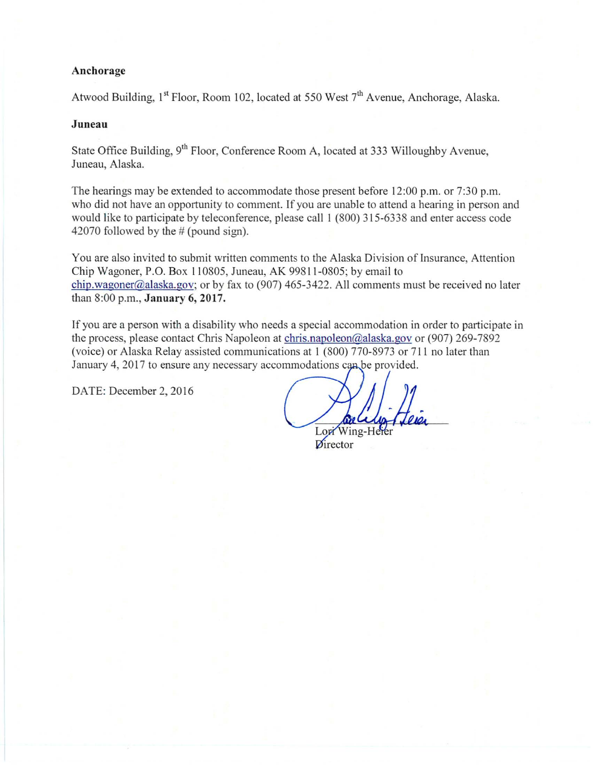**Anchorage**

Atwood Building, 1st Floor, Room 102, located at 550 West 7th Avenue, Anchorage, Alaska.

**Juneau**

State Office Building, 9th Floor, Conference Room A, located at 333 Willoughby Avenue, Juneau, Alaska.

The hearings may be extended to accommodate those present before 12:00 p.m. or 7:30 p.m. who did not have an opportunity to comment. If you are unable to attend a hearing in person and would like to participate by teleconference, please call 1 (800) 315-6338 and enter access code 42070 followed by the # (pound sign).

You are also invited to submit written comments to the Alaska Division of Insurance, Attention Chip Wagoner, P.O. Box 110805, Juneau, AK 99811-0805; by email to chip.wagoner@alaska.gov; or by fax to (907) 465-3422. All comments must be received no later than 8:00 p.m., **January 6, 2017.**

If you are a person with a disability who needs a special accommodation in order to participate in the process, please contact Chris Napoleon at chris.napoleon@alaska.gov or (907) 269-7892 (voice) or Alaska Relay assisted communications at 1 (800) 770-8973 or 711 no later than January 4, 2017 to ensure any necessary accommodations can be provided.

DATE: December 2, 2016

Lori Wing-Heier
Director